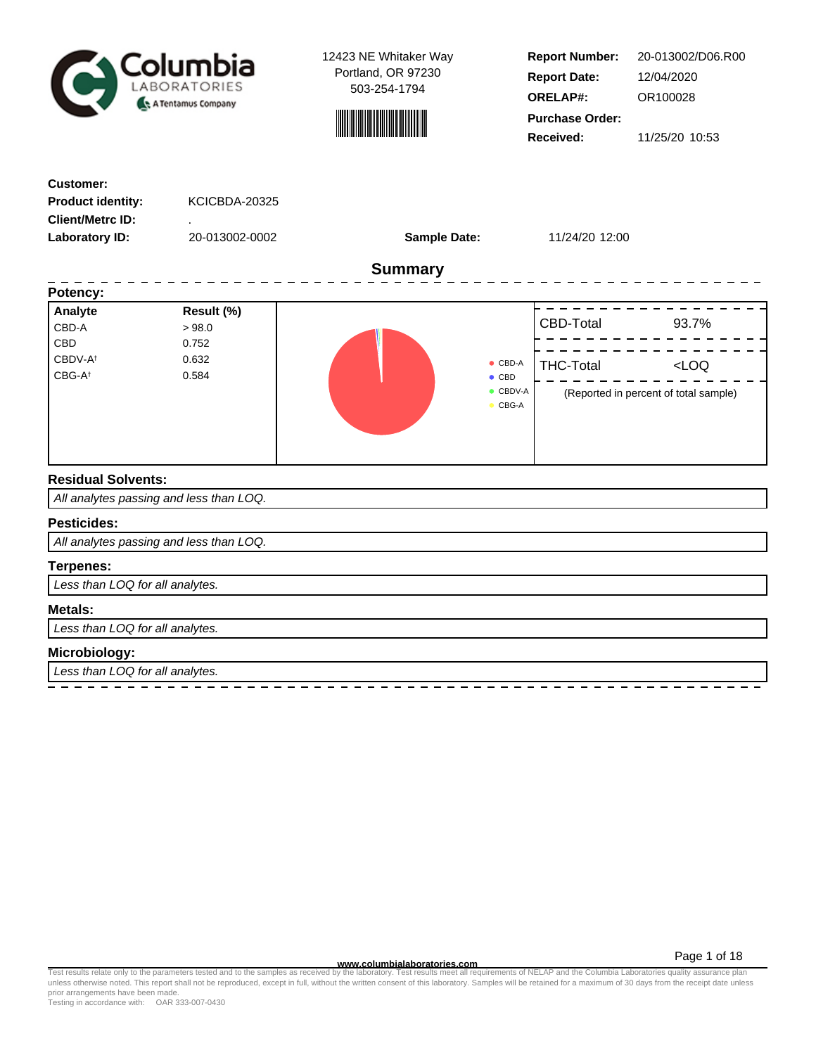**Columbia LABORATORIES** — A Tentamus Company

12423 NE Whitaker Way
Portland, OR 97230
503-254-1794

| | |
|---|---|
| **Report Number:** | 20-013002/D06.R00 |
| **Report Date:** | 12/04/2020 |
| **ORELAP#:** | OR100028 |
| **Purchase Order:** | |
| **Received:** | 11/25/20 10:53 |

| | | | |
|---|---|---|---|
| **Customer:** | | | |
| **Product identity:** | KCICBDA-20325 | | |
| **Client/Metrc ID:** | . | | |
| **Laboratory ID:** | 20-013002-0002 | **Sample Date:** | 11/24/20 12:00 |

## Summary

### Potency:

| Analyte | Result (%) |
|---|---|
| CBD-A | > 98.0 |
| CBD | 0.752 |
| CBDV-A† | 0.632 |
| CBG-A† | 0.584 |

| | |
|---|---|
| CBD-Total | 93.7% |
| THC-Total | <LOQ |

(Reported in percent of total sample)

### Residual Solvents:

*All analytes passing and less than LOQ.*

### Pesticides:

*All analytes passing and less than LOQ.*

### Terpenes:

*Less than LOQ for all analytes.*

### Metals:

*Less than LOQ for all analytes.*

### Microbiology:

*Less than LOQ for all analytes.*

www.columbialaboratories.com

Test results relate only to the parameters tested and to the samples as received by the laboratory. Test results meet all requirements of NELAP and the Columbia Laboratories quality assurance plan unless otherwise noted. This report shall not be reproduced, except in full, without the written consent of this laboratory. Samples will be retained for a maximum of 30 days from the receipt date unless prior arrangements have been made.
Testing in accordance with: OAR 333-007-0430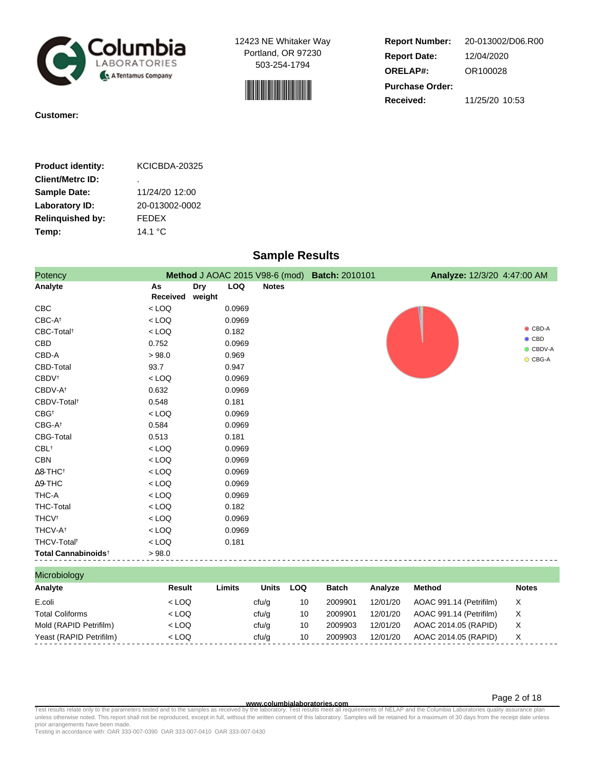12423 NE Whitaker Way
Portland, OR 97230
503-254-1794

**Report Number:** 20-013002/D06.R00
**Report Date:** 12/04/2020
**ORELAP#:** OR100028
**Purchase Order:**
**Received:** 11/25/20 10:53

**Customer:**

**Product identity:** KCICBDA-20325
**Client/Metrc ID:** .
**Sample Date:** 11/24/20 12:00
**Laboratory ID:** 20-013002-0002
**Relinquished by:** FEDEX
**Temp:** 14.1 °C

## Sample Results

**Potency** — **Method** J AOAC 2015 V98-6 (mod) **Batch:** 2010101 **Analyze:** 12/3/20 4:47:00 AM

| Analyte | As Received | Dry weight | LOQ | Notes |
|---|---|---|---|---|
| CBC | < LOQ | | 0.0969 | |
| CBC-A† | < LOQ | | 0.0969 | |
| CBC-Total† | < LOQ | | 0.182 | |
| CBD | 0.752 | | 0.0969 | |
| CBD-A | > 98.0 | | 0.969 | |
| CBD-Total | 93.7 | | 0.947 | |
| CBDV† | < LOQ | | 0.0969 | |
| CBDV-A† | 0.632 | | 0.0969 | |
| CBDV-Total† | 0.548 | | 0.181 | |
| CBG† | < LOQ | | 0.0969 | |
| CBG-A† | 0.584 | | 0.0969 | |
| CBG-Total | 0.513 | | 0.181 | |
| CBL† | < LOQ | | 0.0969 | |
| CBN | < LOQ | | 0.0969 | |
| Δ8-THC† | < LOQ | | 0.0969 | |
| Δ9-THC | < LOQ | | 0.0969 | |
| THC-A | < LOQ | | 0.0969 | |
| THC-Total | < LOQ | | 0.182 | |
| THCV† | < LOQ | | 0.0969 | |
| THCV-A† | < LOQ | | 0.0969 | |
| THCV-Total† | < LOQ | | 0.181 | |
| **Total Cannabinoids†** | > 98.0 | | | |

CBD-A
CBD
CBDV-A
CBG-A

**Microbiology**

| Analyte | Result | Limits | Units | LOQ | Batch | Analyze | Method | Notes |
|---|---|---|---|---|---|---|---|---|
| E.coli | < LOQ | | cfu/g | 10 | 2009901 | 12/01/20 | AOAC 991.14 (Petrifilm) | X |
| Total Coliforms | < LOQ | | cfu/g | 10 | 2009901 | 12/01/20 | AOAC 991.14 (Petrifilm) | X |
| Mold (RAPID Petrifilm) | < LOQ | | cfu/g | 10 | 2009903 | 12/01/20 | AOAC 2014.05 (RAPID) | X |
| Yeast (RAPID Petrifilm) | < LOQ | | cfu/g | 10 | 2009903 | 12/01/20 | AOAC 2014.05 (RAPID) | X |

www.columbialaboratories.com

Test results relate only to the parameters tested and to the samples as received by the laboratory. Test results meet all requirements of NELAP and the Columbia Laboratories quality assurance plan unless otherwise noted. This report shall not be reproduced, except in full, without the written consent of this laboratory. Samples will be retained for a maximum of 30 days from the receipt date unless prior arrangements have been made.
Testing in accordance with: OAR 333-007-0390 OAR 333-007-0410 OAR 333-007-0430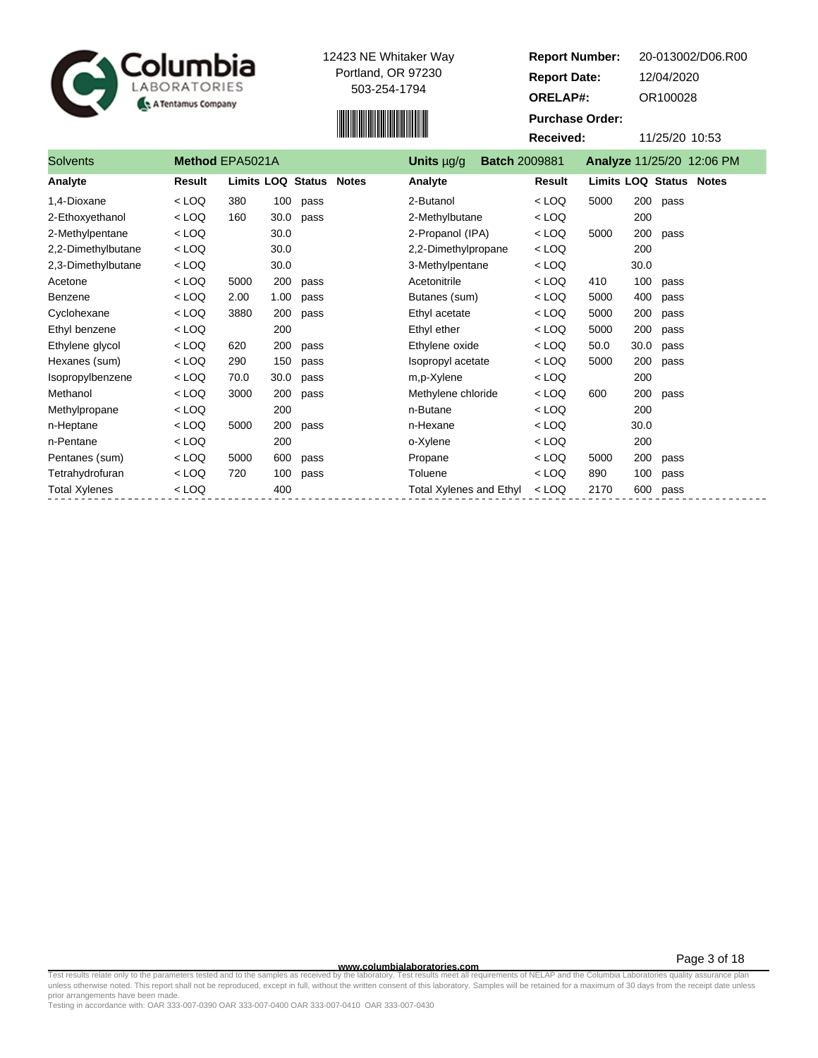Columbia LABORATORIES
A Tentamus Company

12423 NE Whitaker Way
Portland, OR 97230
503-254-1794

**Report Number:** 20-013002/D06.R00
**Report Date:** 12/04/2020
**ORELAP#:** OR100028
**Purchase Order:**
**Received:** 11/25/20 10:53

| Solvents | Method EPA5021A | | | | | Units µg/g | Batch 2009881 | Analyze 11/25/20 12:06 PM | | | |
|---|---|---|---|---|---|---|---|---|---|---|---|
| **Analyte** | **Result** | **Limits** | **LOQ** | **Status** | **Notes** | **Analyte** | **Result** | **Limits** | **LOQ** | **Status** | **Notes** |
| 1,4-Dioxane | < LOQ | 380 | 100 | pass | | 2-Butanol | < LOQ | 5000 | 200 | pass | |
| 2-Ethoxyethanol | < LOQ | 160 | 30.0 | pass | | 2-Methylbutane | < LOQ | | 200 | | |
| 2-Methylpentane | < LOQ | | 30.0 | | | 2-Propanol (IPA) | < LOQ | 5000 | 200 | pass | |
| 2,2-Dimethylbutane | < LOQ | | 30.0 | | | 2,2-Dimethylpropane | < LOQ | | 200 | | |
| 2,3-Dimethylbutane | < LOQ | | 30.0 | | | 3-Methylpentane | < LOQ | | 30.0 | | |
| Acetone | < LOQ | 5000 | 200 | pass | | Acetonitrile | < LOQ | 410 | 100 | pass | |
| Benzene | < LOQ | 2.00 | 1.00 | pass | | Butanes (sum) | < LOQ | 5000 | 400 | pass | |
| Cyclohexane | < LOQ | 3880 | 200 | pass | | Ethyl acetate | < LOQ | 5000 | 200 | pass | |
| Ethyl benzene | < LOQ | | 200 | | | Ethyl ether | < LOQ | 5000 | 200 | pass | |
| Ethylene glycol | < LOQ | 620 | 200 | pass | | Ethylene oxide | < LOQ | 50.0 | 30.0 | pass | |
| Hexanes (sum) | < LOQ | 290 | 150 | pass | | Isopropyl acetate | < LOQ | 5000 | 200 | pass | |
| Isopropylbenzene | < LOQ | 70.0 | 30.0 | pass | | m,p-Xylene | < LOQ | | 200 | | |
| Methanol | < LOQ | 3000 | 200 | pass | | Methylene chloride | < LOQ | 600 | 200 | pass | |
| Methylpropane | < LOQ | | 200 | | | n-Butane | < LOQ | | 200 | | |
| n-Heptane | < LOQ | 5000 | 200 | pass | | n-Hexane | < LOQ | | 30.0 | | |
| n-Pentane | < LOQ | | 200 | | | o-Xylene | < LOQ | | 200 | | |
| Pentanes (sum) | < LOQ | 5000 | 600 | pass | | Propane | < LOQ | 5000 | 200 | pass | |
| Tetrahydrofuran | < LOQ | 720 | 100 | pass | | Toluene | < LOQ | 890 | 100 | pass | |
| Total Xylenes | < LOQ | | 400 | | | Total Xylenes and Ethyl | < LOQ | 2170 | 600 | pass | |

www.columbialaboratories.com

Test results relate only to the parameters tested and to the samples as received by the laboratory. Test results meet all requirements of NELAP and the Columbia Laboratories quality assurance plan unless otherwise noted. This report shall not be reproduced, except in full, without the written consent of this laboratory. Samples will be retained for a maximum of 30 days from the receipt date unless prior arrangements have been made.
Testing in accordance with: OAR 333-007-0390 OAR 333-007-0400 OAR 333-007-0410 OAR 333-007-0430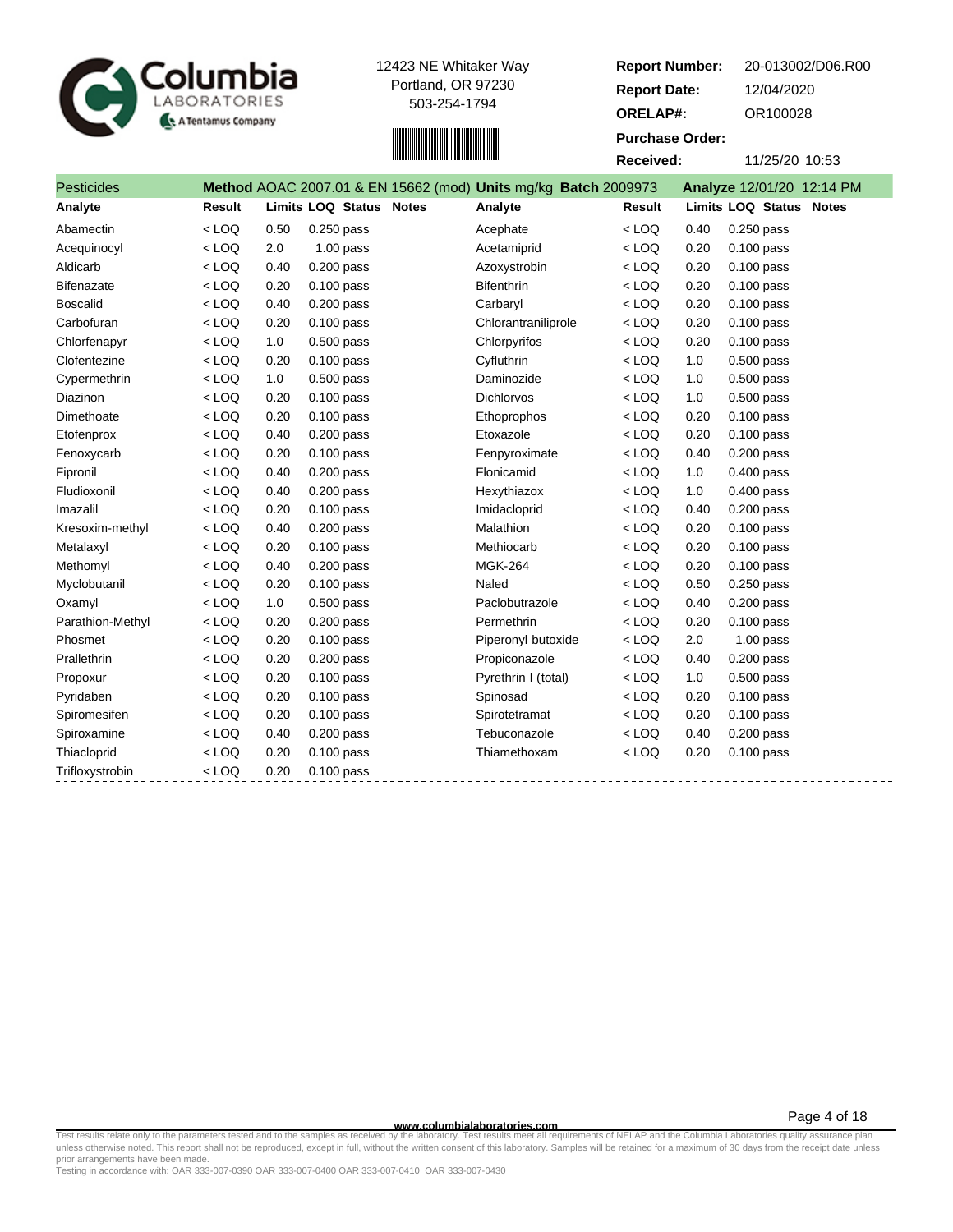Columbia LABORATORIES A Tentamus Company

12423 NE Whitaker Way
Portland, OR 97230
503-254-1794

**Report Number:** 20-013002/D06.R00
**Report Date:** 12/04/2020
**ORELAP#:** OR100028
**Purchase Order:**
**Received:** 11/25/20 10:53

## Pesticides

**Method** AOAC 2007.01 & EN 15662 (mod) **Units** mg/kg **Batch** 2009973 **Analyze** 12/01/20 12:14 PM

| Analyte | Result | Limits | LOQ | Status | Notes | Analyte | Result | Limits | LOQ | Status | Notes |
|---|---|---|---|---|---|---|---|---|---|---|---|
| Abamectin | < LOQ | 0.50 | 0.250 | pass | | Acephate | < LOQ | 0.40 | 0.250 | pass | |
| Acequinocyl | < LOQ | 2.0 | 1.00 | pass | | Acetamiprid | < LOQ | 0.20 | 0.100 | pass | |
| Aldicarb | < LOQ | 0.40 | 0.200 | pass | | Azoxystrobin | < LOQ | 0.20 | 0.100 | pass | |
| Bifenazate | < LOQ | 0.20 | 0.100 | pass | | Bifenthrin | < LOQ | 0.20 | 0.100 | pass | |
| Boscalid | < LOQ | 0.40 | 0.200 | pass | | Carbaryl | < LOQ | 0.20 | 0.100 | pass | |
| Carbofuran | < LOQ | 0.20 | 0.100 | pass | | Chlorantraniliprole | < LOQ | 0.20 | 0.100 | pass | |
| Chlorfenapyr | < LOQ | 1.0 | 0.500 | pass | | Chlorpyrifos | < LOQ | 0.20 | 0.100 | pass | |
| Clofentezine | < LOQ | 0.20 | 0.100 | pass | | Cyfluthrin | < LOQ | 1.0 | 0.500 | pass | |
| Cypermethrin | < LOQ | 1.0 | 0.500 | pass | | Daminozide | < LOQ | 1.0 | 0.500 | pass | |
| Diazinon | < LOQ | 0.20 | 0.100 | pass | | Dichlorvos | < LOQ | 1.0 | 0.500 | pass | |
| Dimethoate | < LOQ | 0.20 | 0.100 | pass | | Ethoprophos | < LOQ | 0.20 | 0.100 | pass | |
| Etofenprox | < LOQ | 0.40 | 0.200 | pass | | Etoxazole | < LOQ | 0.20 | 0.100 | pass | |
| Fenoxycarb | < LOQ | 0.20 | 0.100 | pass | | Fenpyroximate | < LOQ | 0.40 | 0.200 | pass | |
| Fipronil | < LOQ | 0.40 | 0.200 | pass | | Flonicamid | < LOQ | 1.0 | 0.400 | pass | |
| Fludioxonil | < LOQ | 0.40 | 0.200 | pass | | Hexythiazox | < LOQ | 1.0 | 0.400 | pass | |
| Imazalil | < LOQ | 0.20 | 0.100 | pass | | Imidacloprid | < LOQ | 0.40 | 0.200 | pass | |
| Kresoxim-methyl | < LOQ | 0.40 | 0.200 | pass | | Malathion | < LOQ | 0.20 | 0.100 | pass | |
| Metalaxyl | < LOQ | 0.20 | 0.100 | pass | | Methiocarb | < LOQ | 0.20 | 0.100 | pass | |
| Methomyl | < LOQ | 0.40 | 0.200 | pass | | MGK-264 | < LOQ | 0.20 | 0.100 | pass | |
| Myclobutanil | < LOQ | 0.20 | 0.100 | pass | | Naled | < LOQ | 0.50 | 0.250 | pass | |
| Oxamyl | < LOQ | 1.0 | 0.500 | pass | | Paclobutrazole | < LOQ | 0.40 | 0.200 | pass | |
| Parathion-Methyl | < LOQ | 0.20 | 0.200 | pass | | Permethrin | < LOQ | 0.20 | 0.100 | pass | |
| Phosmet | < LOQ | 0.20 | 0.100 | pass | | Piperonyl butoxide | < LOQ | 2.0 | 1.00 | pass | |
| Prallethrin | < LOQ | 0.20 | 0.200 | pass | | Propiconazole | < LOQ | 0.40 | 0.200 | pass | |
| Propoxur | < LOQ | 0.20 | 0.100 | pass | | Pyrethrin I (total) | < LOQ | 1.0 | 0.500 | pass | |
| Pyridaben | < LOQ | 0.20 | 0.100 | pass | | Spinosad | < LOQ | 0.20 | 0.100 | pass | |
| Spiromesifen | < LOQ | 0.20 | 0.100 | pass | | Spirotetramat | < LOQ | 0.20 | 0.100 | pass | |
| Spiroxamine | < LOQ | 0.40 | 0.200 | pass | | Tebuconazole | < LOQ | 0.40 | 0.200 | pass | |
| Thiacloprid | < LOQ | 0.20 | 0.100 | pass | | Thiamethoxam | < LOQ | 0.20 | 0.100 | pass | |
| Trifloxystrobin | < LOQ | 0.20 | 0.100 | pass | | | | | | | |

www.columbialaboratories.com

Test results relate only to the parameters tested and to the samples as received by the laboratory. Test results meet all requirements of NELAP and the Columbia Laboratories quality assurance plan unless otherwise noted. This report shall not be reproduced, except in full, without the written consent of this laboratory. Samples will be retained for a maximum of 30 days from the receipt date unless prior arrangements have been made.
Testing in accordance with: OAR 333-007-0390 OAR 333-007-0400 OAR 333-007-0410 OAR 333-007-0430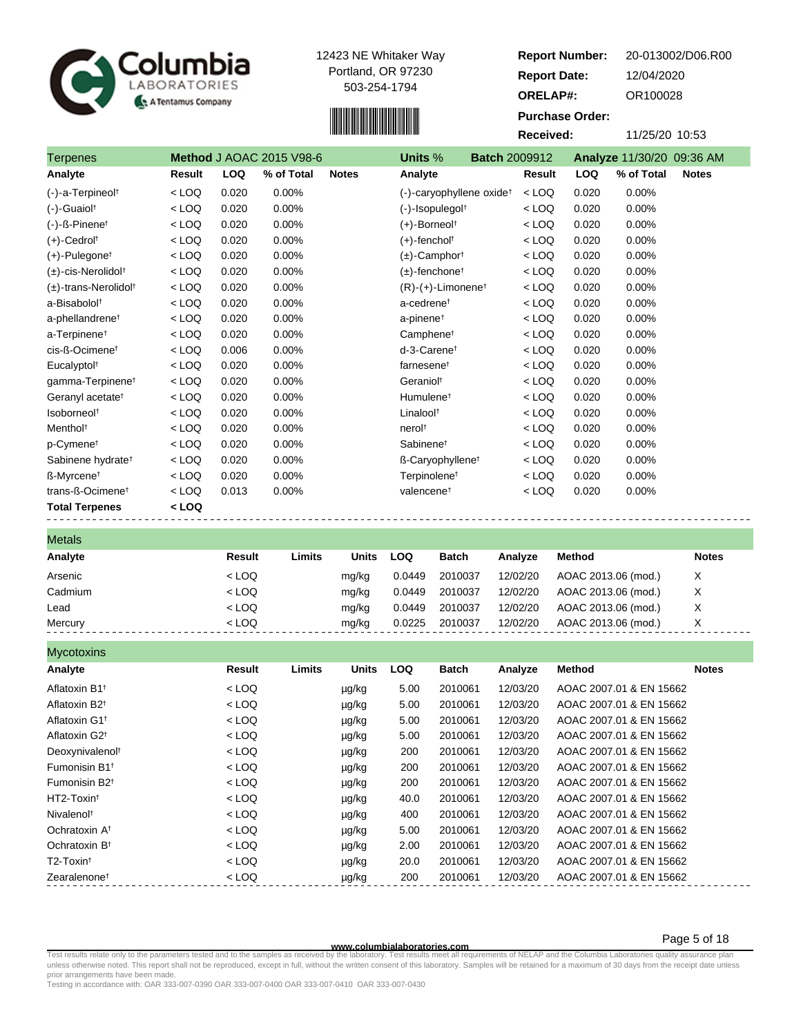Columbia LABORATORIES A Tentamus Company

12423 NE Whitaker Way
Portland, OR 97230
503-254-1794

**Report Number:** 20-013002/D06.R00
**Report Date:** 12/04/2020
**ORELAP#:** OR100028
**Purchase Order:**
**Received:** 11/25/20 10:53

## Terpenes

**Method** J AOAC 2015 V98-6 | **Units** % | **Batch** 2009912 | **Analyze** 11/30/20 09:36 AM

| Analyte | Result | LOQ | % of Total | Notes | Analyte | Result | LOQ | % of Total | Notes |
|---|---|---|---|---|---|---|---|---|---|
| (-)-a-Terpineol† | < LOQ | 0.020 | 0.00% | | (-)-caryophyllene oxide† | < LOQ | 0.020 | 0.00% | |
| (-)-Guaiol† | < LOQ | 0.020 | 0.00% | | (-)-Isopulegol† | < LOQ | 0.020 | 0.00% | |
| (-)-ß-Pinene† | < LOQ | 0.020 | 0.00% | | (+)-Borneol† | < LOQ | 0.020 | 0.00% | |
| (+)-Cedrol† | < LOQ | 0.020 | 0.00% | | (+)-fenchol† | < LOQ | 0.020 | 0.00% | |
| (+)-Pulegone† | < LOQ | 0.020 | 0.00% | | (±)-Camphor† | < LOQ | 0.020 | 0.00% | |
| (±)-cis-Nerolidol† | < LOQ | 0.020 | 0.00% | | (±)-fenchone† | < LOQ | 0.020 | 0.00% | |
| (±)-trans-Nerolidol† | < LOQ | 0.020 | 0.00% | | (R)-(+)-Limonene† | < LOQ | 0.020 | 0.00% | |
| a-Bisabolol† | < LOQ | 0.020 | 0.00% | | a-cedrene† | < LOQ | 0.020 | 0.00% | |
| a-phellandrene† | < LOQ | 0.020 | 0.00% | | a-pinene† | < LOQ | 0.020 | 0.00% | |
| a-Terpinene† | < LOQ | 0.020 | 0.00% | | Camphene† | < LOQ | 0.020 | 0.00% | |
| cis-ß-Ocimene† | < LOQ | 0.006 | 0.00% | | d-3-Carene† | < LOQ | 0.020 | 0.00% | |
| Eucalyptol† | < LOQ | 0.020 | 0.00% | | farnesene† | < LOQ | 0.020 | 0.00% | |
| gamma-Terpinene† | < LOQ | 0.020 | 0.00% | | Geraniol† | < LOQ | 0.020 | 0.00% | |
| Geranyl acetate† | < LOQ | 0.020 | 0.00% | | Humulene† | < LOQ | 0.020 | 0.00% | |
| Isoborneol† | < LOQ | 0.020 | 0.00% | | Linalool† | < LOQ | 0.020 | 0.00% | |
| Menthol† | < LOQ | 0.020 | 0.00% | | nerol† | < LOQ | 0.020 | 0.00% | |
| p-Cymene† | < LOQ | 0.020 | 0.00% | | Sabinene† | < LOQ | 0.020 | 0.00% | |
| Sabinene hydrate† | < LOQ | 0.020 | 0.00% | | ß-Caryophyllene† | < LOQ | 0.020 | 0.00% | |
| ß-Myrcene† | < LOQ | 0.020 | 0.00% | | Terpinolene† | < LOQ | 0.020 | 0.00% | |
| trans-ß-Ocimene† | < LOQ | 0.013 | 0.00% | | valencene† | < LOQ | 0.020 | 0.00% | |
| **Total Terpenes** | **< LOQ** | | | | | | | | |

## Metals

| Analyte | Result | Limits | Units | LOQ | Batch | Analyze | Method | Notes |
|---|---|---|---|---|---|---|---|---|
| Arsenic | < LOQ | | mg/kg | 0.0449 | 2010037 | 12/02/20 | AOAC 2013.06 (mod.) | X |
| Cadmium | < LOQ | | mg/kg | 0.0449 | 2010037 | 12/02/20 | AOAC 2013.06 (mod.) | X |
| Lead | < LOQ | | mg/kg | 0.0449 | 2010037 | 12/02/20 | AOAC 2013.06 (mod.) | X |
| Mercury | < LOQ | | mg/kg | 0.0225 | 2010037 | 12/02/20 | AOAC 2013.06 (mod.) | X |

## Mycotoxins

| Analyte | Result | Limits | Units | LOQ | Batch | Analyze | Method | Notes |
|---|---|---|---|---|---|---|---|---|
| Aflatoxin B1† | < LOQ | | µg/kg | 5.00 | 2010061 | 12/03/20 | AOAC 2007.01 & EN 15662 | |
| Aflatoxin B2† | < LOQ | | µg/kg | 5.00 | 2010061 | 12/03/20 | AOAC 2007.01 & EN 15662 | |
| Aflatoxin G1† | < LOQ | | µg/kg | 5.00 | 2010061 | 12/03/20 | AOAC 2007.01 & EN 15662 | |
| Aflatoxin G2† | < LOQ | | µg/kg | 5.00 | 2010061 | 12/03/20 | AOAC 2007.01 & EN 15662 | |
| Deoxynivalenol† | < LOQ | | µg/kg | 200 | 2010061 | 12/03/20 | AOAC 2007.01 & EN 15662 | |
| Fumonisin B1† | < LOQ | | µg/kg | 200 | 2010061 | 12/03/20 | AOAC 2007.01 & EN 15662 | |
| Fumonisin B2† | < LOQ | | µg/kg | 200 | 2010061 | 12/03/20 | AOAC 2007.01 & EN 15662 | |
| HT2-Toxin† | < LOQ | | µg/kg | 40.0 | 2010061 | 12/03/20 | AOAC 2007.01 & EN 15662 | |
| Nivalenol† | < LOQ | | µg/kg | 400 | 2010061 | 12/03/20 | AOAC 2007.01 & EN 15662 | |
| Ochratoxin A† | < LOQ | | µg/kg | 5.00 | 2010061 | 12/03/20 | AOAC 2007.01 & EN 15662 | |
| Ochratoxin B† | < LOQ | | µg/kg | 2.00 | 2010061 | 12/03/20 | AOAC 2007.01 & EN 15662 | |
| T2-Toxin† | < LOQ | | µg/kg | 20.0 | 2010061 | 12/03/20 | AOAC 2007.01 & EN 15662 | |
| Zearalenone† | < LOQ | | µg/kg | 200 | 2010061 | 12/03/20 | AOAC 2007.01 & EN 15662 | |

www.columbialaboratories.com

Test results relate only to the parameters tested and to the samples as received by the laboratory. Test results meet all requirements of NELAP and the Columbia Laboratories quality assurance plan unless otherwise noted. This report shall not be reproduced, except in full, without the written consent of this laboratory. Samples will be retained for a maximum of 30 days from the receipt date unless prior arrangements have been made.
Testing in accordance with: OAR 333-007-0390 OAR 333-007-0400 OAR 333-007-0410 OAR 333-007-0430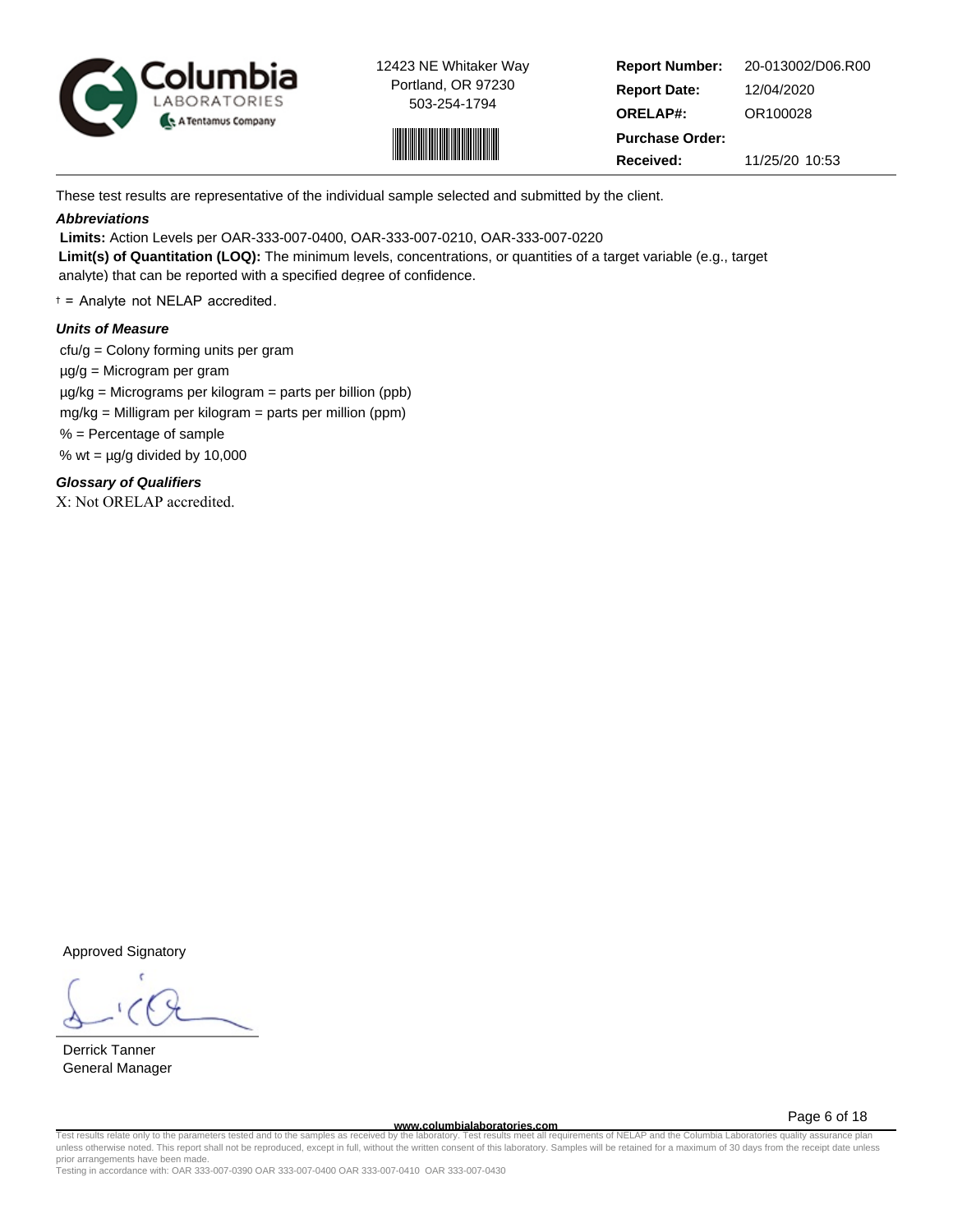12423 NE Whitaker Way
Portland, OR 97230
503-254-1794

**Report Number:** 20-013002/D06.R00
**Report Date:** 12/04/2020
**ORELAP#:** OR100028
**Purchase Order:**
**Received:** 11/25/20 10:53

These test results are representative of the individual sample selected and submitted by the client.

***Abbreviations***

**Limits:** Action Levels per OAR-333-007-0400, OAR-333-007-0210, OAR-333-007-0220

**Limit(s) of Quantitation (LOQ):** The minimum levels, concentrations, or quantities of a target variable (e.g., target analyte) that can be reported with a specified degree of confidence.

† = Analyte not NELAP accredited.

***Units of Measure***

cfu/g = Colony forming units per gram

µg/g = Microgram per gram

µg/kg = Micrograms per kilogram = parts per billion (ppb)

mg/kg = Milligram per kilogram = parts per million (ppm)

% = Percentage of sample

% wt = µg/g divided by 10,000

***Glossary of Qualifiers***

X: Not ORELAP accredited.

Approved Signatory

Derrick Tanner
General Manager

www.columbialaboratories.com

Test results relate only to the parameters tested and to the samples as received by the laboratory. Test results meet all requirements of NELAP and the Columbia Laboratories quality assurance plan unless otherwise noted. This report shall not be reproduced, except in full, without the written consent of this laboratory. Samples will be retained for a maximum of 30 days from the receipt date unless prior arrangements have been made.
Testing in accordance with: OAR 333-007-0390 OAR 333-007-0400 OAR 333-007-0410 OAR 333-007-0430